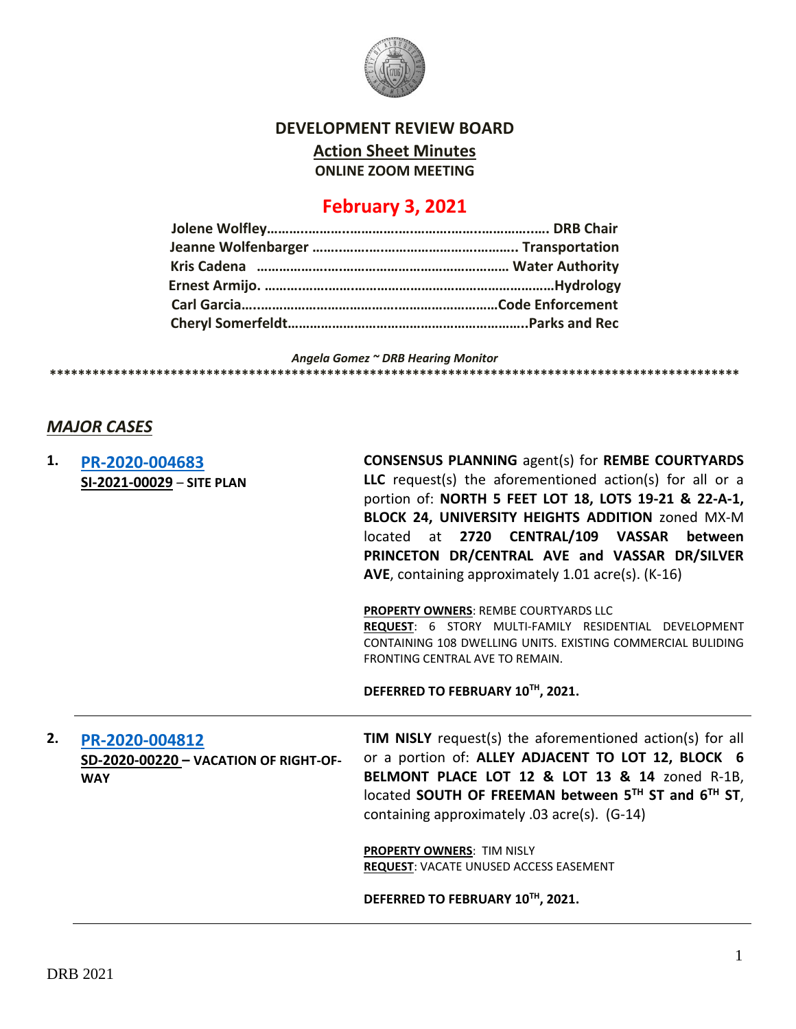# DEVELOPMENT REVIEW BOARD

## Action Sheet Minutes

**ONLINE ZOOM MEETING**

## February 3, 2021

**Jolene Wolfley……………………………………………………………. DRB Chair**
**Jeanne Wolfenbarger ………………………………………………. Transportation**
**Kris Cadena ……………………………………………………… Water Authority**
**Ernest Armijo. ……………………………………………………………Hydrology**
**Carl Garcia…………………………………………………………Code Enforcement**
**Cheryl Somerfeldt……………………………………………………..Parks and Rec**

*Angela Gomez ~ DRB Hearing Monitor*

*****************************************************************************************************

## *MAJOR CASES*

**1. [PR-2020-004683](#)**
**[SI-2021-00029](#) – SITE PLAN**

**CONSENSUS PLANNING** agent(s) for **REMBE COURTYARDS LLC** request(s) the aforementioned action(s) for all or a portion of: **NORTH 5 FEET LOT 18, LOTS 19-21 & 22-A-1, BLOCK 24, UNIVERSITY HEIGHTS ADDITION** zoned MX-M located at **2720 CENTRAL/109 VASSAR between PRINCETON DR/CENTRAL AVE and VASSAR DR/SILVER AVE**, containing approximately 1.01 acre(s). (K-16)

**PROPERTY OWNERS**: REMBE COURTYARDS LLC
**REQUEST**: 6 STORY MULTI-FAMILY RESIDENTIAL DEVELOPMENT CONTAINING 108 DWELLING UNITS. EXISTING COMMERCIAL BULIDING FRONTING CENTRAL AVE TO REMAIN.

**DEFERRED TO FEBRUARY 10TH, 2021.**

---

**2. [PR-2020-004812](#)**
**[SD-2020-00220](#) – VACATION OF RIGHT-OF-WAY**

**TIM NISLY** request(s) the aforementioned action(s) for all or a portion of: **ALLEY ADJACENT TO LOT 12, BLOCK 6 BELMONT PLACE LOT 12 & LOT 13 & 14** zoned R-1B, located **SOUTH OF FREEMAN between 5TH ST and 6TH ST**, containing approximately .03 acre(s). (G-14)

**PROPERTY OWNERS**: TIM NISLY
**REQUEST**: VACATE UNUSED ACCESS EASEMENT

**DEFERRED TO FEBRUARY 10TH, 2021.**

---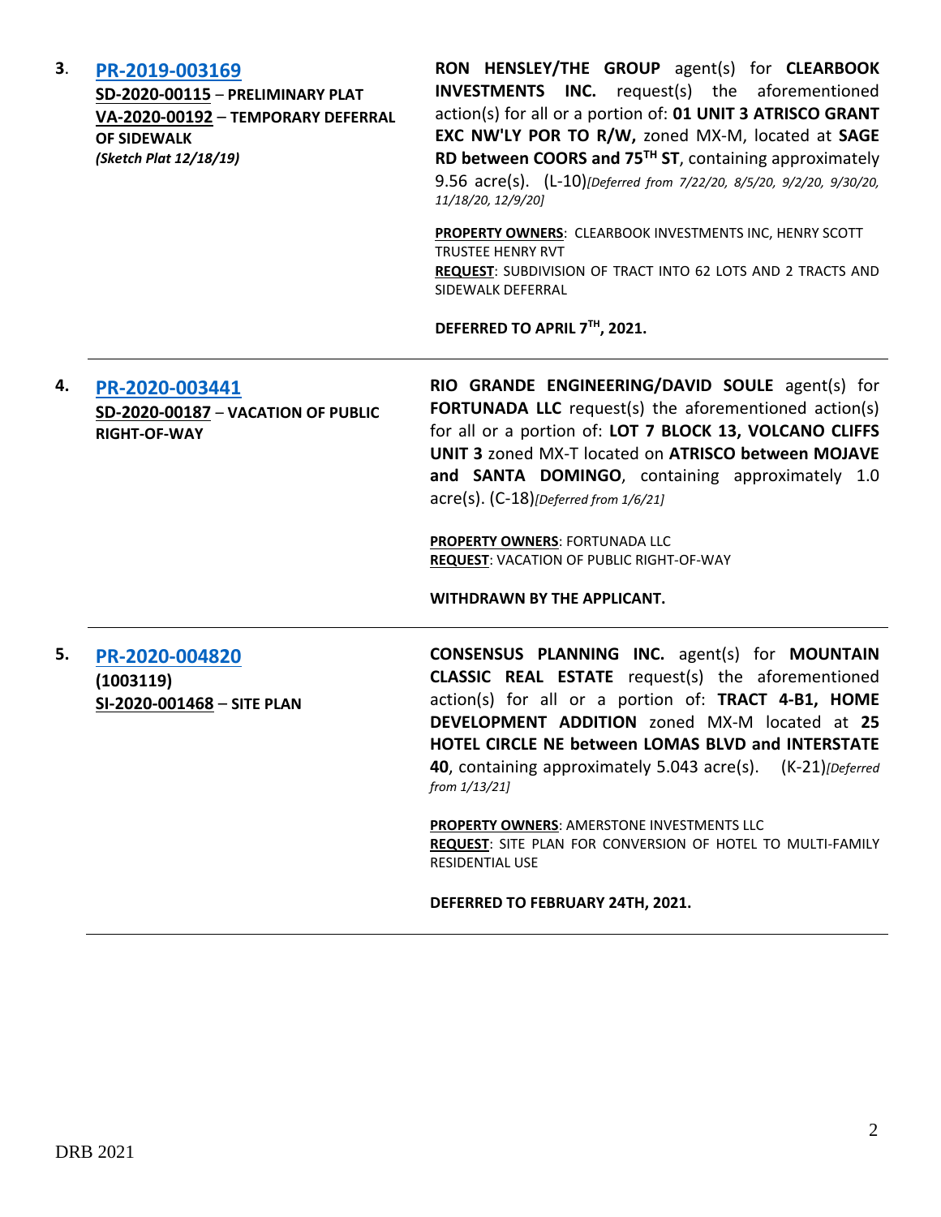3. **PR-2019-003169**
**SD-2020-00115** – **PRELIMINARY PLAT**
**VA-2020-00192** – **TEMPORARY DEFERRAL OF SIDEWALK**
***(Sketch Plat 12/18/19)***

**RON HENSLEY/THE GROUP** agent(s) for **CLEARBOOK INVESTMENTS INC.** request(s) the aforementioned action(s) for all or a portion of: **01 UNIT 3 ATRISCO GRANT EXC NW'LY POR TO R/W,** zoned MX-M, located at **SAGE RD between COORS and 75TH ST**, containing approximately 9.56 acre(s). (L-10)*[Deferred from 7/22/20, 8/5/20, 9/2/20, 9/30/20, 11/18/20, 12/9/20]*

**PROPERTY OWNERS**: CLEARBOOK INVESTMENTS INC, HENRY SCOTT TRUSTEE HENRY RVT
**REQUEST**: SUBDIVISION OF TRACT INTO 62 LOTS AND 2 TRACTS AND SIDEWALK DEFERRAL

**DEFERRED TO APRIL 7TH, 2021.**

---

4. **PR-2020-003441**
**SD-2020-00187** – **VACATION OF PUBLIC RIGHT-OF-WAY**

**RIO GRANDE ENGINEERING/DAVID SOULE** agent(s) for **FORTUNADA LLC** request(s) the aforementioned action(s) for all or a portion of: **LOT 7 BLOCK 13, VOLCANO CLIFFS UNIT 3** zoned MX-T located on **ATRISCO between MOJAVE and SANTA DOMINGO**, containing approximately 1.0 acre(s). (C-18)*[Deferred from 1/6/21]*

**PROPERTY OWNERS**: FORTUNADA LLC
**REQUEST**: VACATION OF PUBLIC RIGHT-OF-WAY

**WITHDRAWN BY THE APPLICANT.**

---

5. **PR-2020-004820**
**(1003119)**
**SI-2020-001468** – **SITE PLAN**

**CONSENSUS PLANNING INC.** agent(s) for **MOUNTAIN CLASSIC REAL ESTATE** request(s) the aforementioned action(s) for all or a portion of: **TRACT 4-B1, HOME DEVELOPMENT ADDITION** zoned MX-M located at **25 HOTEL CIRCLE NE between LOMAS BLVD and INTERSTATE 40**, containing approximately 5.043 acre(s). (K-21)*[Deferred from 1/13/21]*

**PROPERTY OWNERS**: AMERSTONE INVESTMENTS LLC
**REQUEST**: SITE PLAN FOR CONVERSION OF HOTEL TO MULTI-FAMILY RESIDENTIAL USE

**DEFERRED TO FEBRUARY 24TH, 2021.**

---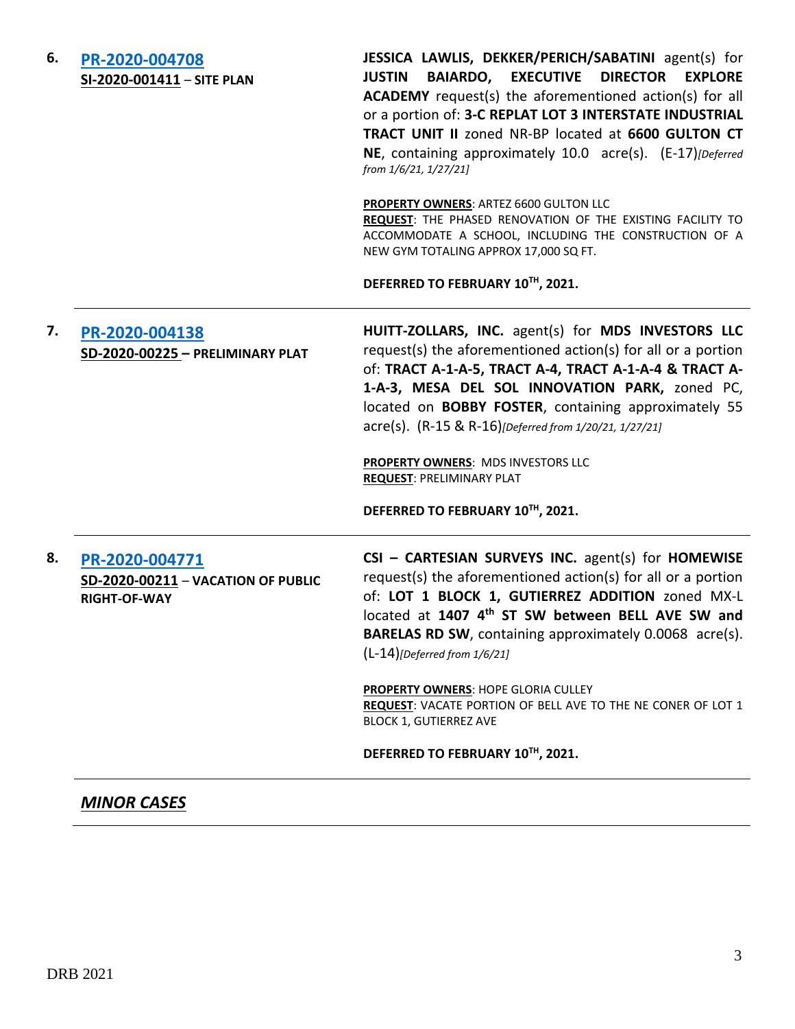6. **[PR-2020-004708](#)**
**SI-2020-001411 – SITE PLAN**

**JESSICA LAWLIS, DEKKER/PERICH/SABATINI** agent(s) for **JUSTIN BAIARDO, EXECUTIVE DIRECTOR EXPLORE ACADEMY** request(s) the aforementioned action(s) for all or a portion of: **3-C REPLAT LOT 3 INTERSTATE INDUSTRIAL TRACT UNIT II** zoned NR-BP located at **6600 GULTON CT NE**, containing approximately 10.0 acre(s). (E-17)*[Deferred from 1/6/21, 1/27/21]*

**PROPERTY OWNERS**: ARTEZ 6600 GULTON LLC
**REQUEST**: THE PHASED RENOVATION OF THE EXISTING FACILITY TO ACCOMMODATE A SCHOOL, INCLUDING THE CONSTRUCTION OF A NEW GYM TOTALING APPROX 17,000 SQ FT.

**DEFERRED TO FEBRUARY 10TH, 2021.**

---

7. **[PR-2020-004138](#)**
**SD-2020-00225 – PRELIMINARY PLAT**

**HUITT-ZOLLARS, INC.** agent(s) for **MDS INVESTORS LLC** request(s) the aforementioned action(s) for all or a portion of: **TRACT A-1-A-5, TRACT A-4, TRACT A-1-A-4 & TRACT A-1-A-3, MESA DEL SOL INNOVATION PARK,** zoned PC, located on **BOBBY FOSTER**, containing approximately 55 acre(s). (R-15 & R-16)*[Deferred from 1/20/21, 1/27/21]*

**PROPERTY OWNERS**: MDS INVESTORS LLC
**REQUEST**: PRELIMINARY PLAT

**DEFERRED TO FEBRUARY 10TH, 2021.**

---

8. **[PR-2020-004771](#)**
**SD-2020-00211 – VACATION OF PUBLIC RIGHT-OF-WAY**

**CSI – CARTESIAN SURVEYS INC.** agent(s) for **HOMEWISE** request(s) the aforementioned action(s) for all or a portion of: **LOT 1 BLOCK 1, GUTIERREZ ADDITION** zoned MX-L located at **1407 4th ST SW between BELL AVE SW and BARELAS RD SW**, containing approximately 0.0068 acre(s). (L-14)*[Deferred from 1/6/21]*

**PROPERTY OWNERS**: HOPE GLORIA CULLEY
**REQUEST**: VACATE PORTION OF BELL AVE TO THE NE CONER OF LOT 1 BLOCK 1, GUTIERREZ AVE

**DEFERRED TO FEBRUARY 10TH, 2021.**

---

***MINOR CASES***

---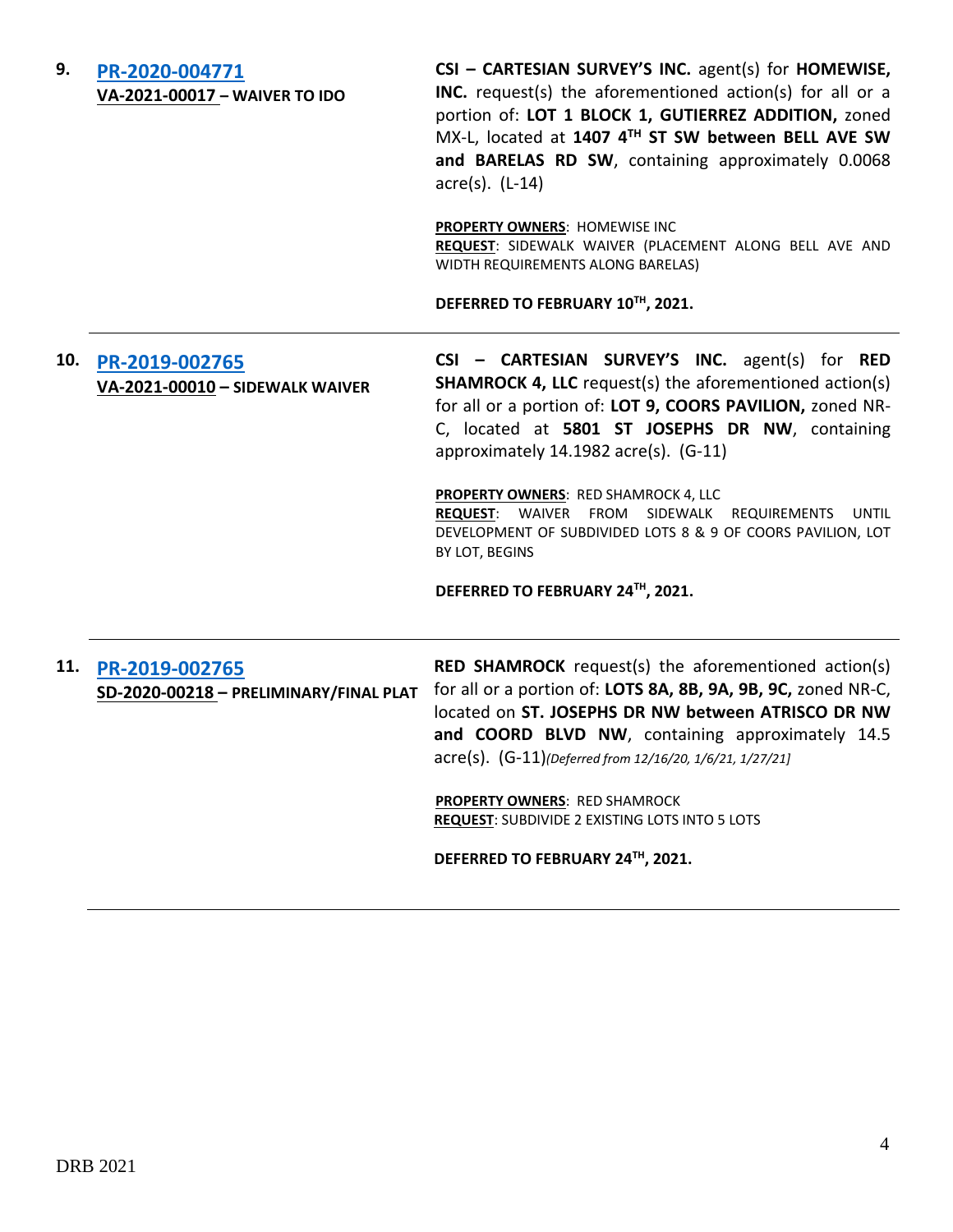**9.** **PR-2020-004771**
**VA-2021-00017 – WAIVER TO IDO**

**CSI – CARTESIAN SURVEY'S INC.** agent(s) for **HOMEWISE, INC.** request(s) the aforementioned action(s) for all or a portion of: **LOT 1 BLOCK 1, GUTIERREZ ADDITION,** zoned MX-L, located at **1407 4TH ST SW between BELL AVE SW and BARELAS RD SW**, containing approximately 0.0068 acre(s). (L-14)

**PROPERTY OWNERS**: HOMEWISE INC
**REQUEST**: SIDEWALK WAIVER (PLACEMENT ALONG BELL AVE AND WIDTH REQUIREMENTS ALONG BARELAS)

**DEFERRED TO FEBRUARY 10TH, 2021.**

---

**10.** **PR-2019-002765**
**VA-2021-00010 – SIDEWALK WAIVER**

**CSI – CARTESIAN SURVEY'S INC.** agent(s) for **RED SHAMROCK 4, LLC** request(s) the aforementioned action(s) for all or a portion of: **LOT 9, COORS PAVILION,** zoned NR-C, located at **5801 ST JOSEPHS DR NW**, containing approximately 14.1982 acre(s). (G-11)

**PROPERTY OWNERS**: RED SHAMROCK 4, LLC
**REQUEST**: WAIVER FROM SIDEWALK REQUIREMENTS UNTIL DEVELOPMENT OF SUBDIVIDED LOTS 8 & 9 OF COORS PAVILION, LOT BY LOT, BEGINS

**DEFERRED TO FEBRUARY 24TH, 2021.**

---

**11.** **PR-2019-002765**
**SD-2020-00218 – PRELIMINARY/FINAL PLAT**

**RED SHAMROCK** request(s) the aforementioned action(s) for all or a portion of: **LOTS 8A, 8B, 9A, 9B, 9C,** zoned NR-C, located on **ST. JOSEPHS DR NW between ATRISCO DR NW and COORD BLVD NW**, containing approximately 14.5 acre(s). (G-11) *[Deferred from 12/16/20, 1/6/21, 1/27/21]*

**PROPERTY OWNERS**: RED SHAMROCK
**REQUEST**: SUBDIVIDE 2 EXISTING LOTS INTO 5 LOTS

**DEFERRED TO FEBRUARY 24TH, 2021.**

---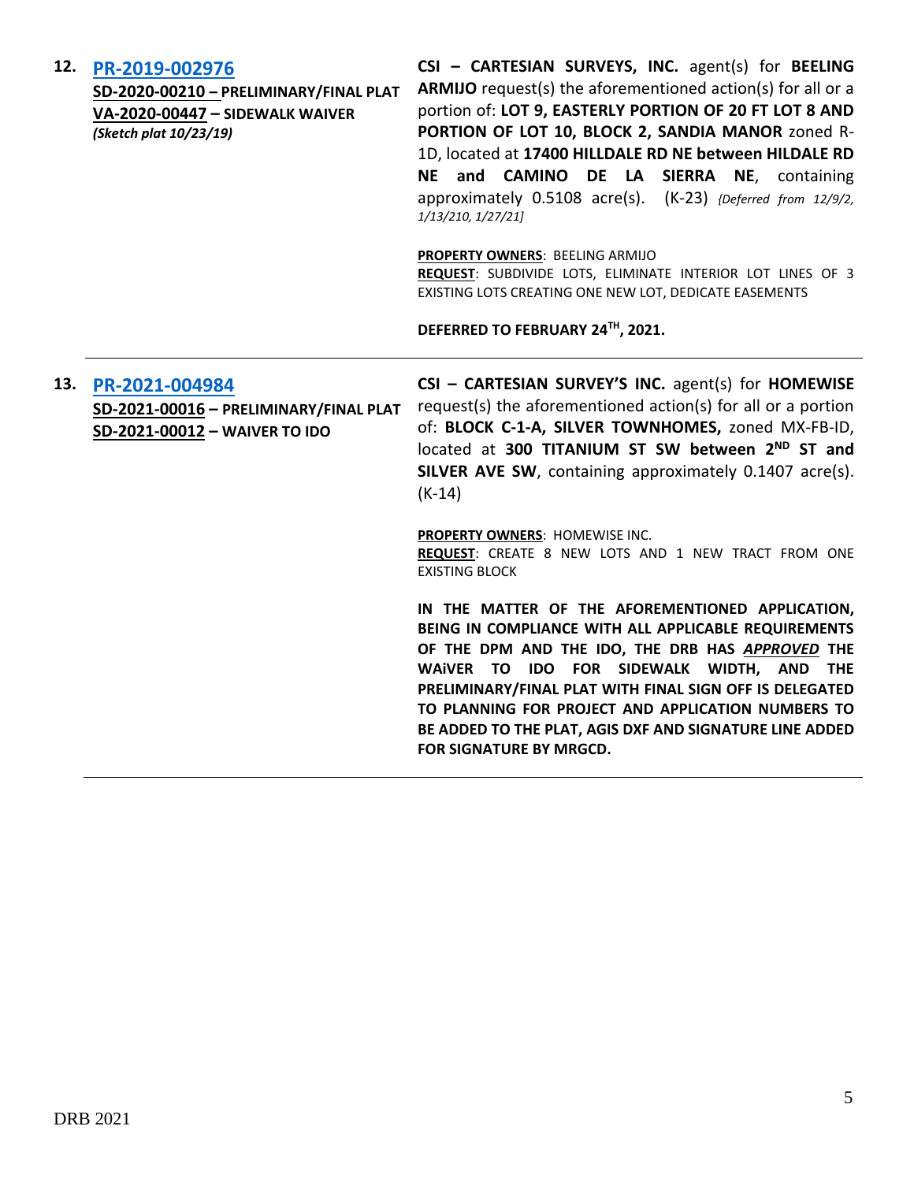**12.** **[PR-2019-002976](PR-2019-002976)**

**SD-2020-00210 – PRELIMINARY/FINAL PLAT**
**VA-2020-00447 – SIDEWALK WAIVER**
***(Sketch plat 10/23/19)***

**CSI – CARTESIAN SURVEYS, INC.** agent(s) for **BEELING ARMIJO** request(s) the aforementioned action(s) for all or a portion of: **LOT 9, EASTERLY PORTION OF 20 FT LOT 8 AND PORTION OF LOT 10, BLOCK 2, SANDIA MANOR** zoned R-1D, located at **17400 HILLDALE RD NE between HILDALE RD NE and CAMINO DE LA SIERRA NE**, containing approximately 0.5108 acre(s). (K-23) *{Deferred from 12/9/2, 1/13/210, 1/27/21]*

**PROPERTY OWNERS**: BEELING ARMIJO
**REQUEST**: SUBDIVIDE LOTS, ELIMINATE INTERIOR LOT LINES OF 3 EXISTING LOTS CREATING ONE NEW LOT, DEDICATE EASEMENTS

**DEFERRED TO FEBRUARY 24TH, 2021.**

---

**13.** **[PR-2021-004984](PR-2021-004984)**

**SD-2021-00016 – PRELIMINARY/FINAL PLAT**
**SD-2021-00012 – WAIVER TO IDO**

**CSI – CARTESIAN SURVEY'S INC.** agent(s) for **HOMEWISE** request(s) the aforementioned action(s) for all or a portion of: **BLOCK C-1-A, SILVER TOWNHOMES,** zoned MX-FB-ID, located at **300 TITANIUM ST SW between 2ND ST and SILVER AVE SW**, containing approximately 0.1407 acre(s). (K-14)

**PROPERTY OWNERS**: HOMEWISE INC.
**REQUEST**: CREATE 8 NEW LOTS AND 1 NEW TRACT FROM ONE EXISTING BLOCK

**IN THE MATTER OF THE AFOREMENTIONED APPLICATION, BEING IN COMPLIANCE WITH ALL APPLICABLE REQUIREMENTS OF THE DPM AND THE IDO, THE DRB HAS *APPROVED* THE WAiVER TO IDO FOR SIDEWALK WIDTH, AND THE PRELIMINARY/FINAL PLAT WITH FINAL SIGN OFF IS DELEGATED TO PLANNING FOR PROJECT AND APPLICATION NUMBERS TO BE ADDED TO THE PLAT, AGIS DXF AND SIGNATURE LINE ADDED FOR SIGNATURE BY MRGCD.**

---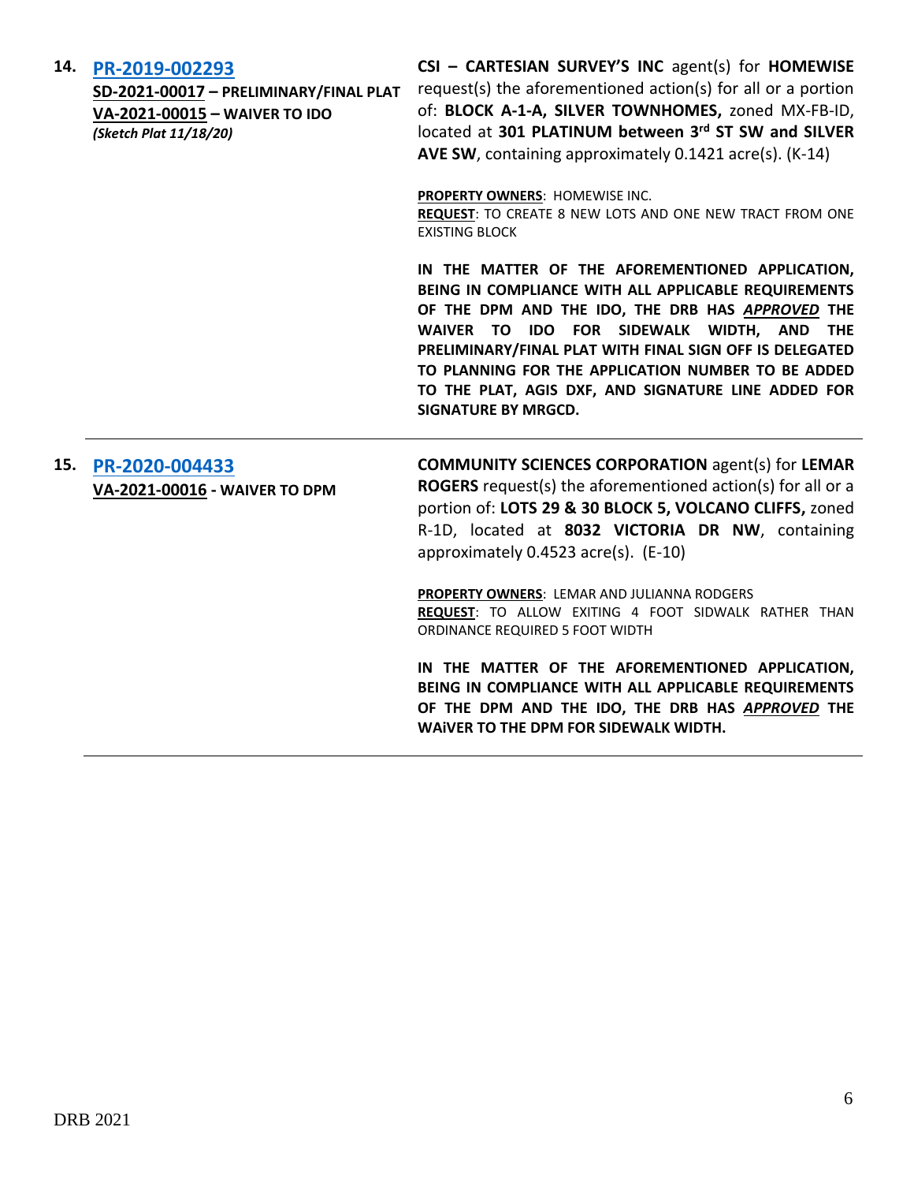**14. [PR-2019-002293](PR-2019-002293)**
**SD-2021-00017 – PRELIMINARY/FINAL PLAT**
**VA-2021-00015 – WAIVER TO IDO**
***(Sketch Plat 11/18/20)***

**CSI – CARTESIAN SURVEY'S INC** agent(s) for **HOMEWISE** request(s) the aforementioned action(s) for all or a portion of: **BLOCK A-1-A, SILVER TOWNHOMES,** zoned MX-FB-ID, located at **301 PLATINUM between 3rd ST SW and SILVER AVE SW**, containing approximately 0.1421 acre(s). (K-14)

**PROPERTY OWNERS**: HOMEWISE INC.
**REQUEST**: TO CREATE 8 NEW LOTS AND ONE NEW TRACT FROM ONE EXISTING BLOCK

**IN THE MATTER OF THE AFOREMENTIONED APPLICATION, BEING IN COMPLIANCE WITH ALL APPLICABLE REQUIREMENTS OF THE DPM AND THE IDO, THE DRB HAS *APPROVED* THE WAIVER TO IDO FOR SIDEWALK WIDTH, AND THE PRELIMINARY/FINAL PLAT WITH FINAL SIGN OFF IS DELEGATED TO PLANNING FOR THE APPLICATION NUMBER TO BE ADDED TO THE PLAT, AGIS DXF, AND SIGNATURE LINE ADDED FOR SIGNATURE BY MRGCD.**

---

**15. [PR-2020-004433](PR-2020-004433)**
**VA-2021-00016 - WAIVER TO DPM**

**COMMUNITY SCIENCES CORPORATION** agent(s) for **LEMAR ROGERS** request(s) the aforementioned action(s) for all or a portion of: **LOTS 29 & 30 BLOCK 5, VOLCANO CLIFFS,** zoned R-1D, located at **8032 VICTORIA DR NW**, containing approximately 0.4523 acre(s). (E-10)

**PROPERTY OWNERS**: LEMAR AND JULIANNA RODGERS
**REQUEST**: TO ALLOW EXITING 4 FOOT SIDWALK RATHER THAN ORDINANCE REQUIRED 5 FOOT WIDTH

**IN THE MATTER OF THE AFOREMENTIONED APPLICATION, BEING IN COMPLIANCE WITH ALL APPLICABLE REQUIREMENTS OF THE DPM AND THE IDO, THE DRB HAS *APPROVED* THE WAiVER TO THE DPM FOR SIDEWALK WIDTH.**

---

DRB 2021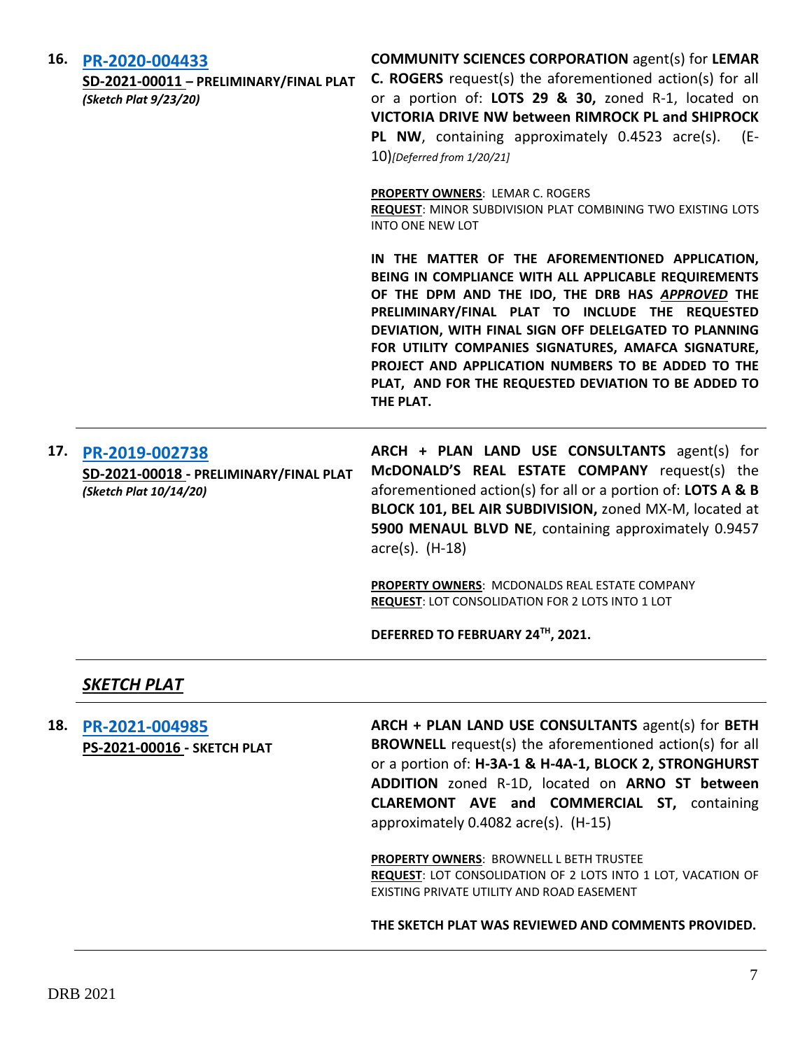**16. [PR-2020-004433](PR-2020-004433)**
**SD-2021-00011 – PRELIMINARY/FINAL PLAT**
***(Sketch Plat 9/23/20)***

**COMMUNITY SCIENCES CORPORATION** agent(s) for **LEMAR C. ROGERS** request(s) the aforementioned action(s) for all or a portion of: **LOTS 29 & 30,** zoned R-1, located on **VICTORIA DRIVE NW between RIMROCK PL and SHIPROCK PL NW**, containing approximately 0.4523 acre(s). (E-10)*[Deferred from 1/20/21]*

**PROPERTY OWNERS**: LEMAR C. ROGERS
**REQUEST**: MINOR SUBDIVISION PLAT COMBINING TWO EXISTING LOTS INTO ONE NEW LOT

**IN THE MATTER OF THE AFOREMENTIONED APPLICATION, BEING IN COMPLIANCE WITH ALL APPLICABLE REQUIREMENTS OF THE DPM AND THE IDO, THE DRB HAS *APPROVED* THE PRELIMINARY/FINAL PLAT TO INCLUDE THE REQUESTED DEVIATION, WITH FINAL SIGN OFF DELELGATED TO PLANNING FOR UTILITY COMPANIES SIGNATURES, AMAFCA SIGNATURE, PROJECT AND APPLICATION NUMBERS TO BE ADDED TO THE PLAT, AND FOR THE REQUESTED DEVIATION TO BE ADDED TO THE PLAT.**

---

**17. [PR-2019-002738](PR-2019-002738)**
**SD-2021-00018 - PRELIMINARY/FINAL PLAT**
***(Sketch Plat 10/14/20)***

**ARCH + PLAN LAND USE CONSULTANTS** agent(s) for **McDONALD'S REAL ESTATE COMPANY** request(s) the aforementioned action(s) for all or a portion of: **LOTS A & B BLOCK 101, BEL AIR SUBDIVISION,** zoned MX-M, located at **5900 MENAUL BLVD NE**, containing approximately 0.9457 acre(s). (H-18)

**PROPERTY OWNERS**: MCDONALDS REAL ESTATE COMPANY
**REQUEST**: LOT CONSOLIDATION FOR 2 LOTS INTO 1 LOT

**DEFERRED TO FEBRUARY 24TH, 2021.**

---

## ***SKETCH PLAT***

---

**18. [PR-2021-004985](PR-2021-004985)**
**PS-2021-00016 - SKETCH PLAT**

**ARCH + PLAN LAND USE CONSULTANTS** agent(s) for **BETH BROWNELL** request(s) the aforementioned action(s) for all or a portion of: **H-3A-1 & H-4A-1, BLOCK 2, STRONGHURST ADDITION** zoned R-1D, located on **ARNO ST between CLAREMONT AVE and COMMERCIAL ST,** containing approximately 0.4082 acre(s). (H-15)

**PROPERTY OWNERS**: BROWNELL L BETH TRUSTEE
**REQUEST**: LOT CONSOLIDATION OF 2 LOTS INTO 1 LOT, VACATION OF EXISTING PRIVATE UTILITY AND ROAD EASEMENT

**THE SKETCH PLAT WAS REVIEWED AND COMMENTS PROVIDED.**

---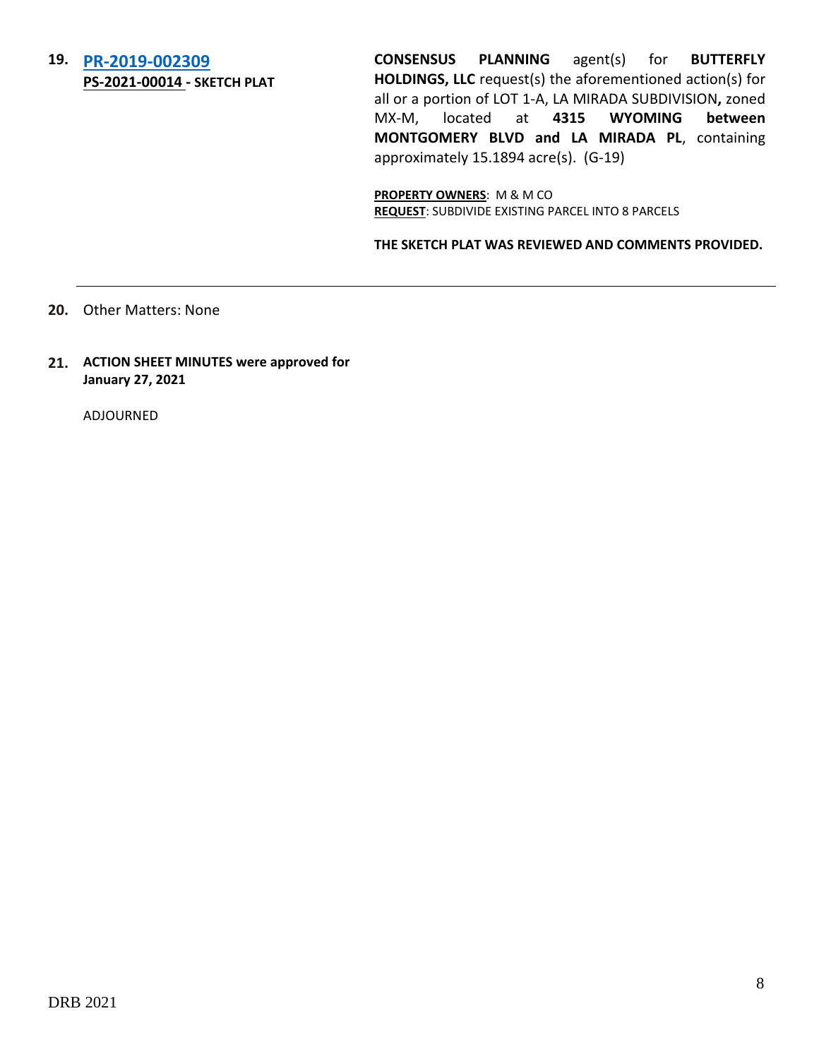**19. [PR-2019-002309](PR-2019-002309)**
**PS-2021-00014 - SKETCH PLAT**

**CONSENSUS PLANNING** agent(s) for **BUTTERFLY HOLDINGS, LLC** request(s) the aforementioned action(s) for all or a portion of LOT 1-A, LA MIRADA SUBDIVISION**,** zoned MX-M, located at **4315 WYOMING between MONTGOMERY BLVD and LA MIRADA PL**, containing approximately 15.1894 acre(s). (G-19)

**PROPERTY OWNERS**: M & M CO
**REQUEST**: SUBDIVIDE EXISTING PARCEL INTO 8 PARCELS

**THE SKETCH PLAT WAS REVIEWED AND COMMENTS PROVIDED.**

---

**20.** Other Matters: None

**21. ACTION SHEET MINUTES were approved for January 27, 2021**

ADJOURNED

DRB 2021